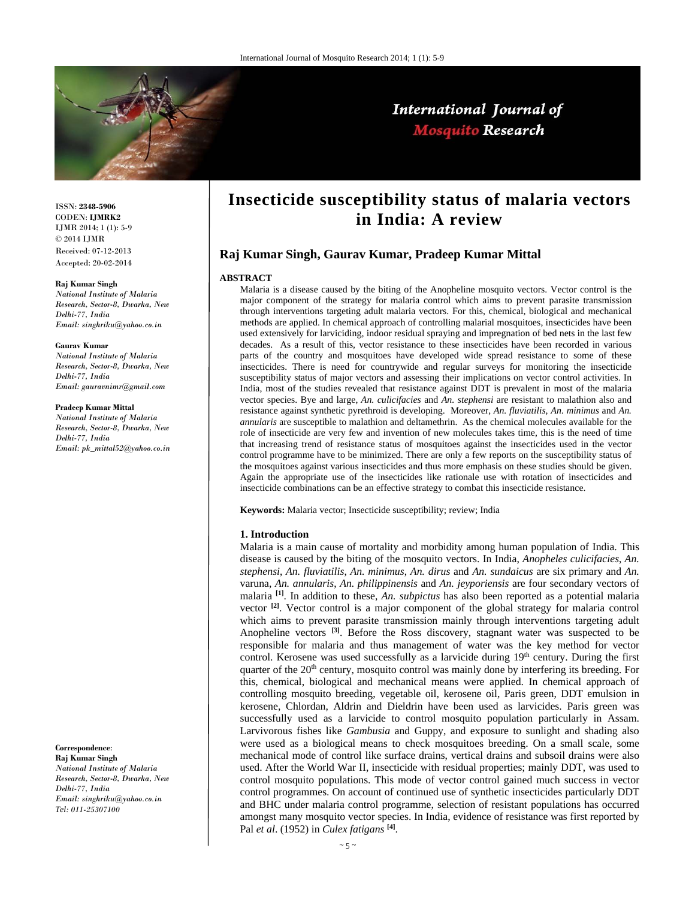International Journal of Mosquito Research

ISSN: **2348-5906**
CODEN: **IJMRK2**
IJMR 2014; 1 (1): 5-9
© 2014 IJMR
Received: 07-12-2013
Accepted: 20-02-2014

**Raj Kumar Singh**
*National Institute of Malaria Research, Sector-8, Dwarka, New Delhi-77, India*
*Email: singhriku@yahoo.co.in*

**Gaurav Kumar**
*National Institute of Malaria Research, Sector-8, Dwarka, New Delhi-77, India*
*Email: gauravnimr@gmail.com*

**Pradeep Kumar Mittal**
*National Institute of Malaria Research, Sector-8, Dwarka, New Delhi-77, India*
*Email: pk_mittal52@yahoo.co.in*

**Correspondence**:
**Raj Kumar Singh**
*National Institute of Malaria Research, Sector-8, Dwarka, New Delhi-77, India*
*Email: singhriku@yahoo.co.in*
*Tel: 011-25307100*

# Insecticide susceptibility status of malaria vectors in India: A review

**Raj Kumar Singh, Gaurav Kumar, Pradeep Kumar Mittal**

## ABSTRACT

Malaria is a disease caused by the biting of the Anopheline mosquito vectors. Vector control is the major component of the strategy for malaria control which aims to prevent parasite transmission through interventions targeting adult malaria vectors. For this, chemical, biological and mechanical methods are applied. In chemical approach of controlling malarial mosquitoes, insecticides have been used extensively for larviciding, indoor residual spraying and impregnation of bed nets in the last few decades. As a result of this, vector resistance to these insecticides have been recorded in various parts of the country and mosquitoes have developed wide spread resistance to some of these insecticides. There is need for countrywide and regular surveys for monitoring the insecticide susceptibility status of major vectors and assessing their implications on vector control activities. In India, most of the studies revealed that resistance against DDT is prevalent in most of the malaria vector species. Bye and large, *An. culicifacies* and *An. stephensi* are resistant to malathion also and resistance against synthetic pyrethroid is developing. Moreover, *An. fluviatilis*, *An. minimus* and *An. annularis* are susceptible to malathion and deltamethrin. As the chemical molecules available for the role of insecticide are very few and invention of new molecules takes time, this is the need of time that increasing trend of resistance status of mosquitoes against the insecticides used in the vector control programme have to be minimized. There are only a few reports on the susceptibility status of the mosquitoes against various insecticides and thus more emphasis on these studies should be given. Again the appropriate use of the insecticides like rationale use with rotation of insecticides and insecticide combinations can be an effective strategy to combat this insecticide resistance.

**Keywords:** Malaria vector; Insecticide susceptibility; review; India

## 1. Introduction

Malaria is a main cause of mortality and morbidity among human population of India. This disease is caused by the biting of the mosquito vectors. In India, *Anopheles culicifacies*, *An. stephensi*, *An. fluviatilis*, *An. minimus*, *An. dirus* and *An. sundaicus* are six primary and *An.* varuna, *An. annularis*, *An. philippinensis* and *An. jeyporiensis* are four secondary vectors of malaria [1]. In addition to these, *An. subpictus* has also been reported as a potential malaria vector [2]. Vector control is a major component of the global strategy for malaria control which aims to prevent parasite transmission mainly through interventions targeting adult Anopheline vectors [3]. Before the Ross discovery, stagnant water was suspected to be responsible for malaria and thus management of water was the key method for vector control. Kerosene was used successfully as a larvicide during 19th century. During the first quarter of the 20th century, mosquito control was mainly done by interfering its breeding. For this, chemical, biological and mechanical means were applied. In chemical approach of controlling mosquito breeding, vegetable oil, kerosene oil, Paris green, DDT emulsion in kerosene, Chlordan, Aldrin and Dieldrin have been used as larvicides. Paris green was successfully used as a larvicide to control mosquito population particularly in Assam. Larvivorous fishes like *Gambusia* and Guppy, and exposure to sunlight and shading also were used as a biological means to check mosquitoes breeding. On a small scale, some mechanical mode of control like surface drains, vertical drains and subsoil drains were also used. After the World War II, insecticide with residual properties; mainly DDT, was used to control mosquito populations. This mode of vector control gained much success in vector control programmes. On account of continued use of synthetic insecticides particularly DDT and BHC under malaria control programme, selection of resistant populations has occurred amongst many mosquito vector species. In India, evidence of resistance was first reported by Pal *et al*. (1952) in *Culex fatigans* [4].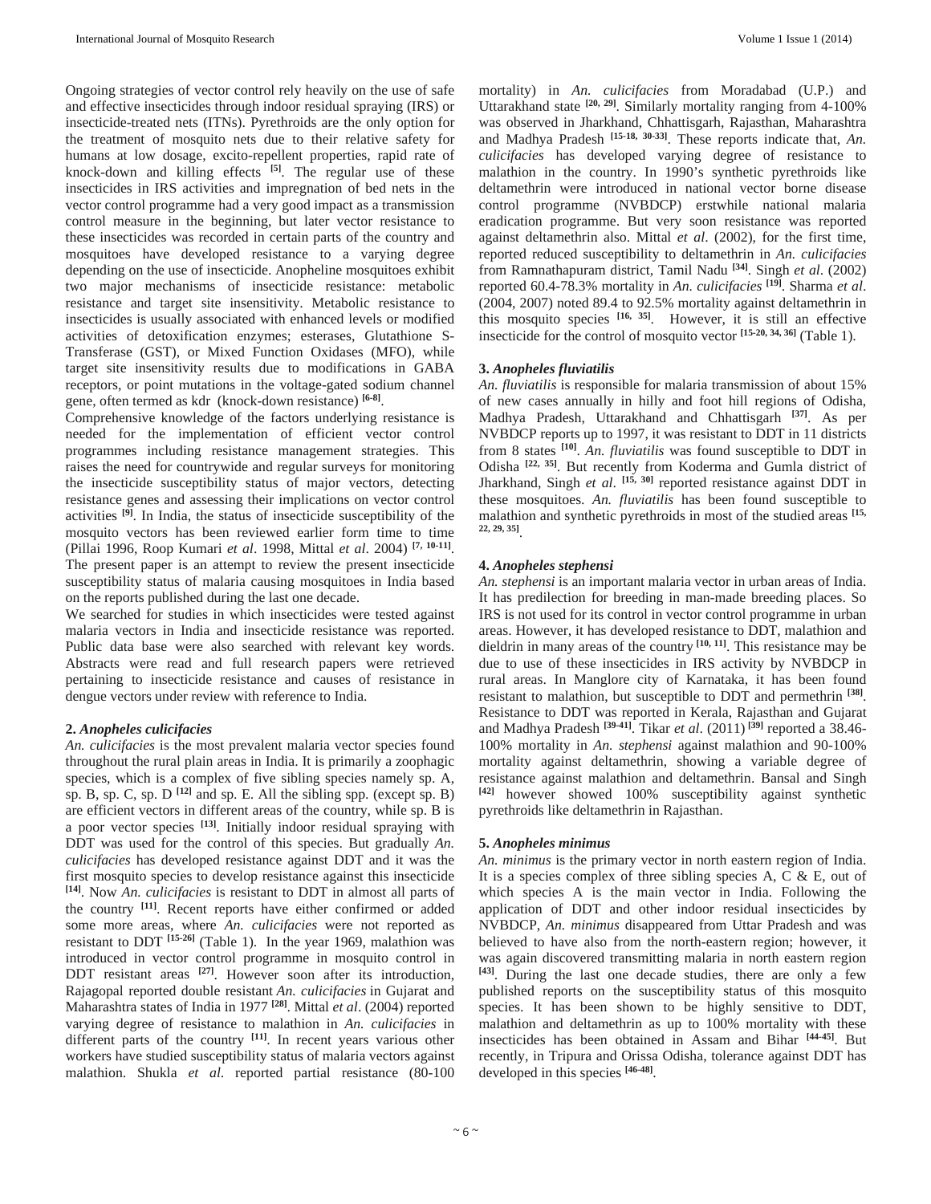Ongoing strategies of vector control rely heavily on the use of safe and effective insecticides through indoor residual spraying (IRS) or insecticide-treated nets (ITNs). Pyrethroids are the only option for the treatment of mosquito nets due to their relative safety for humans at low dosage, excito-repellent properties, rapid rate of knock-down and killing effects [5]. The regular use of these insecticides in IRS activities and impregnation of bed nets in the vector control programme had a very good impact as a transmission control measure in the beginning, but later vector resistance to these insecticides was recorded in certain parts of the country and mosquitoes have developed resistance to a varying degree depending on the use of insecticide. Anopheline mosquitoes exhibit two major mechanisms of insecticide resistance: metabolic resistance and target site insensitivity. Metabolic resistance to insecticides is usually associated with enhanced levels or modified activities of detoxification enzymes; esterases, Glutathione S-Transferase (GST), or Mixed Function Oxidases (MFO), while target site insensitivity results due to modifications in GABA receptors, or point mutations in the voltage-gated sodium channel gene, often termed as kdr (knock-down resistance) [6-8].

Comprehensive knowledge of the factors underlying resistance is needed for the implementation of efficient vector control programmes including resistance management strategies. This raises the need for countrywide and regular surveys for monitoring the insecticide susceptibility status of major vectors, detecting resistance genes and assessing their implications on vector control activities [9]. In India, the status of insecticide susceptibility of the mosquito vectors has been reviewed earlier form time to time (Pillai 1996, Roop Kumari *et al*. 1998, Mittal *et al*. 2004) [7, 10-11]. The present paper is an attempt to review the present insecticide susceptibility status of malaria causing mosquitoes in India based on the reports published during the last one decade.

We searched for studies in which insecticides were tested against malaria vectors in India and insecticide resistance was reported. Public data base were also searched with relevant key words. Abstracts were read and full research papers were retrieved pertaining to insecticide resistance and causes of resistance in dengue vectors under review with reference to India.

## 2. *Anopheles culicifacies*

*An. culicifacies* is the most prevalent malaria vector species found throughout the rural plain areas in India. It is primarily a zoophagic species, which is a complex of five sibling species namely sp. A, sp. B, sp. C, sp. D [12] and sp. E. All the sibling spp. (except sp. B) are efficient vectors in different areas of the country, while sp. B is a poor vector species [13]. Initially indoor residual spraying with DDT was used for the control of this species. But gradually *An. culicifacies* has developed resistance against DDT and it was the first mosquito species to develop resistance against this insecticide [14]. Now *An. culicifacies* is resistant to DDT in almost all parts of the country [11]. Recent reports have either confirmed or added some more areas, where *An. culicifacies* were not reported as resistant to DDT [15-26] (Table 1). In the year 1969, malathion was introduced in vector control programme in mosquito control in DDT resistant areas [27]. However soon after its introduction, Rajagopal reported double resistant *An. culicifacies* in Gujarat and Maharashtra states of India in 1977 [28]. Mittal *et al*. (2004) reported varying degree of resistance to malathion in *An. culicifacies* in different parts of the country [11]. In recent years various other workers have studied susceptibility status of malaria vectors against malathion. Shukla *et al*. reported partial resistance (80-100 mortality) in *An. culicifacies* from Moradabad (U.P.) and Uttarakhand state [20, 29]. Similarly mortality ranging from 4-100% was observed in Jharkhand, Chhattisgarh, Rajasthan, Maharashtra and Madhya Pradesh [15-18, 30-33]. These reports indicate that, *An. culicifacies* has developed varying degree of resistance to malathion in the country. In 1990's synthetic pyrethroids like deltamethrin were introduced in national vector borne disease control programme (NVBDCP) erstwhile national malaria eradication programme. But very soon resistance was reported against deltamethrin also. Mittal *et al*. (2002), for the first time, reported reduced susceptibility to deltamethrin in *An. culicifacies* from Ramnathapuram district, Tamil Nadu [34]. Singh *et al*. (2002) reported 60.4-78.3% mortality in *An. culicifacies* [19]. Sharma *et al*. (2004, 2007) noted 89.4 to 92.5% mortality against deltamethrin in this mosquito species [16, 35]. However, it is still an effective insecticide for the control of mosquito vector [15-20, 34, 36] (Table 1).

## 3. *Anopheles fluviatilis*

*An. fluviatilis* is responsible for malaria transmission of about 15% of new cases annually in hilly and foot hill regions of Odisha, Madhya Pradesh, Uttarakhand and Chhattisgarh [37]. As per NVBDCP reports up to 1997, it was resistant to DDT in 11 districts from 8 states [10]. *An. fluviatilis* was found susceptible to DDT in Odisha [22, 35]. But recently from Koderma and Gumla district of Jharkhand, Singh *et al*. [15, 30] reported resistance against DDT in these mosquitoes. *An. fluviatilis* has been found susceptible to malathion and synthetic pyrethroids in most of the studied areas [15, 22, 29, 35].

## 4. *Anopheles stephensi*

*An. stephensi* is an important malaria vector in urban areas of India. It has predilection for breeding in man-made breeding places. So IRS is not used for its control in vector control programme in urban areas. However, it has developed resistance to DDT, malathion and dieldrin in many areas of the country [10, 11]. This resistance may be due to use of these insecticides in IRS activity by NVBDCP in rural areas. In Manglore city of Karnataka, it has been found resistant to malathion, but susceptible to DDT and permethrin [38]. Resistance to DDT was reported in Kerala, Rajasthan and Gujarat and Madhya Pradesh [39-41]. Tikar *et al*. (2011) [39] reported a 38.46-100% mortality in *An. stephensi* against malathion and 90-100% mortality against deltamethrin, showing a variable degree of resistance against malathion and deltamethrin. Bansal and Singh [42] however showed 100% susceptibility against synthetic pyrethroids like deltamethrin in Rajasthan.

## 5. *Anopheles minimus*

*An. minimus* is the primary vector in north eastern region of India. It is a species complex of three sibling species A, C & E, out of which species A is the main vector in India. Following the application of DDT and other indoor residual insecticides by NVBDCP, *An. minimus* disappeared from Uttar Pradesh and was believed to have also from the north-eastern region; however, it was again discovered transmitting malaria in north eastern region [43]. During the last one decade studies, there are only a few published reports on the susceptibility status of this mosquito species. It has been shown to be highly sensitive to DDT, malathion and deltamethrin as up to 100% mortality with these insecticides has been obtained in Assam and Bihar [44-45]. But recently, in Tripura and Orissa Odisha, tolerance against DDT has developed in this species [46-48].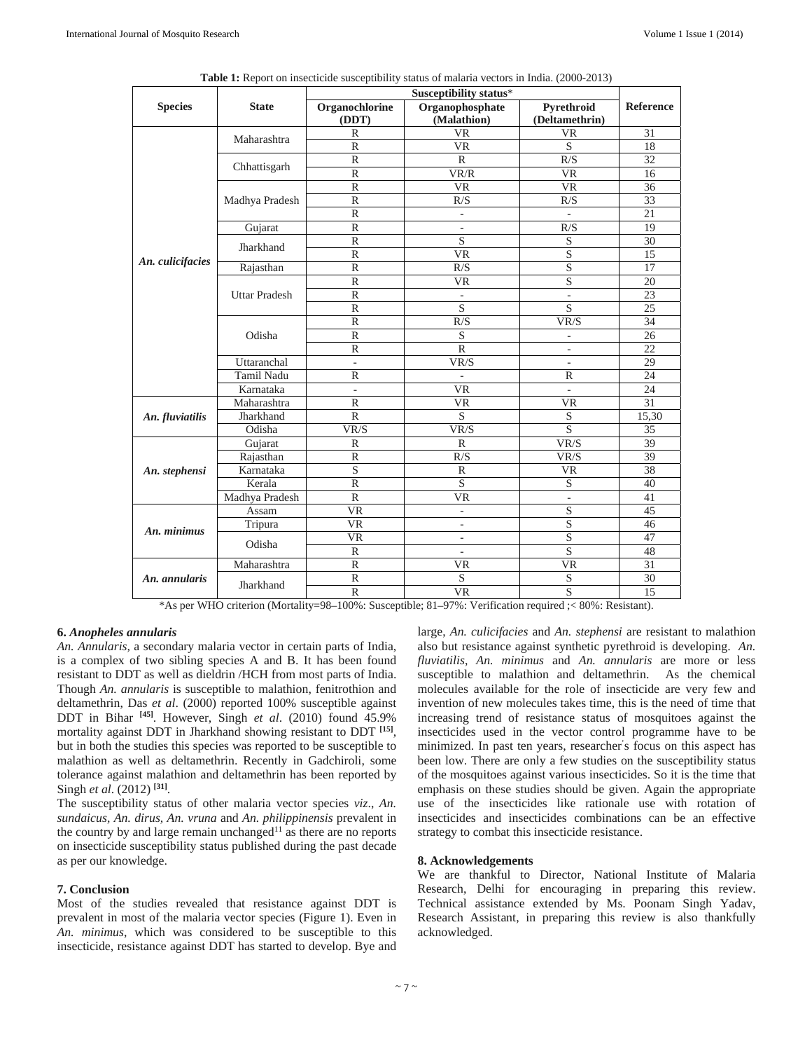**Table 1:** Report on insecticide susceptibility status of malaria vectors in India. (2000-2013)

| Species | State | Susceptibility status* | | | Reference |
|---|---|---|---|---|---|
| | | Organochlorine (DDT) | Organophosphate (Malathion) | Pyrethroid (Deltamethrin) | |
| *An. culicifacies* | Maharashtra | R | VR | VR | 31 |
| | | R | VR | S | 18 |
| | Chhattisgarh | R | R | R/S | 32 |
| | | R | VR/R | VR | 16 |
| | Madhya Pradesh | R | VR | VR | 36 |
| | | R | R/S | R/S | 33 |
| | | R | - | - | 21 |
| | Gujarat | R | - | R/S | 19 |
| | Jharkhand | R | S | S | 30 |
| | | R | VR | S | 15 |
| | Rajasthan | R | R/S | S | 17 |
| | Uttar Pradesh | R | VR | S | 20 |
| | | R | - | - | 23 |
| | | R | S | S | 25 |
| | Odisha | R | R/S | VR/S | 34 |
| | | R | S | - | 26 |
| | | R | R | - | 22 |
| | Uttaranchal | - | VR/S | - | 29 |
| | Tamil Nadu | R | - | R | 24 |
| | Karnataka | - | VR | - | 24 |
| *An. fluviatilis* | Maharashtra | R | VR | VR | 31 |
| | Jharkhand | R | S | S | 15,30 |
| | Odisha | VR/S | VR/S | S | 35 |
| *An. stephensi* | Gujarat | R | R | VR/S | 39 |
| | Rajasthan | R | R/S | VR/S | 39 |
| | Karnataka | S | R | VR | 38 |
| | Kerala | R | S | S | 40 |
| | Madhya Pradesh | R | VR | - | 41 |
| *An. minimus* | Assam | VR | - | S | 45 |
| | Tripura | VR | - | S | 46 |
| | Odisha | VR | - | S | 47 |
| | | R | - | S | 48 |
| *An. annularis* | Maharashtra | R | VR | VR | 31 |
| | Jharkhand | R | S | S | 30 |
| | | R | VR | S | 15 |

*As per WHO criterion (Mortality=98–100%: Susceptible; 81–97%: Verification required ;< 80%: Resistant).

### 6. *Anopheles annularis*

*An. Annularis,* a secondary malaria vector in certain parts of India, is a complex of two sibling species A and B. It has been found resistant to DDT as well as dieldrin /HCH from most parts of India. Though *An. annularis* is susceptible to malathion, fenitrothion and deltamethrin, Das *et al*. (2000) reported 100% susceptible against DDT in Bihar [45]. However, Singh *et al*. (2010) found 45.9% mortality against DDT in Jharkhand showing resistant to DDT [15], but in both the studies this species was reported to be susceptible to malathion as well as deltamethrin. Recently in Gadchiroli, some tolerance against malathion and deltamethrin has been reported by Singh *et al*. (2012) [31].

The susceptibility status of other malaria vector species *viz*., *An. sundaicus, An. dirus, An. vruna* and *An. philippinensis* prevalent in the country by and large remain unchanged[11] as there are no reports on insecticide susceptibility status published during the past decade as per our knowledge.

### 7. Conclusion

Most of the studies revealed that resistance against DDT is prevalent in most of the malaria vector species (Figure 1). Even in *An. minimus*, which was considered to be susceptible to this insecticide, resistance against DDT has started to develop. Bye and large, *An. culicifacies* and *An. stephensi* are resistant to malathion also but resistance against synthetic pyrethroid is developing. *An. fluviatilis*, *An. minimus* and *An. annularis* are more or less susceptible to malathion and deltamethrin. As the chemical molecules available for the role of insecticide are very few and invention of new molecules takes time, this is the need of time that increasing trend of resistance status of mosquitoes against the insecticides used in the vector control programme have to be minimized. In past ten years, researcher's focus on this aspect has been low. There are only a few studies on the susceptibility status of the mosquitoes against various insecticides. So it is the time that emphasis on these studies should be given. Again the appropriate use of the insecticides like rationale use with rotation of insecticides and insecticides combinations can be an effective strategy to combat this insecticide resistance.

### 8. Acknowledgements

We are thankful to Director, National Institute of Malaria Research, Delhi for encouraging in preparing this review. Technical assistance extended by Ms. Poonam Singh Yadav, Research Assistant, in preparing this review is also thankfully acknowledged.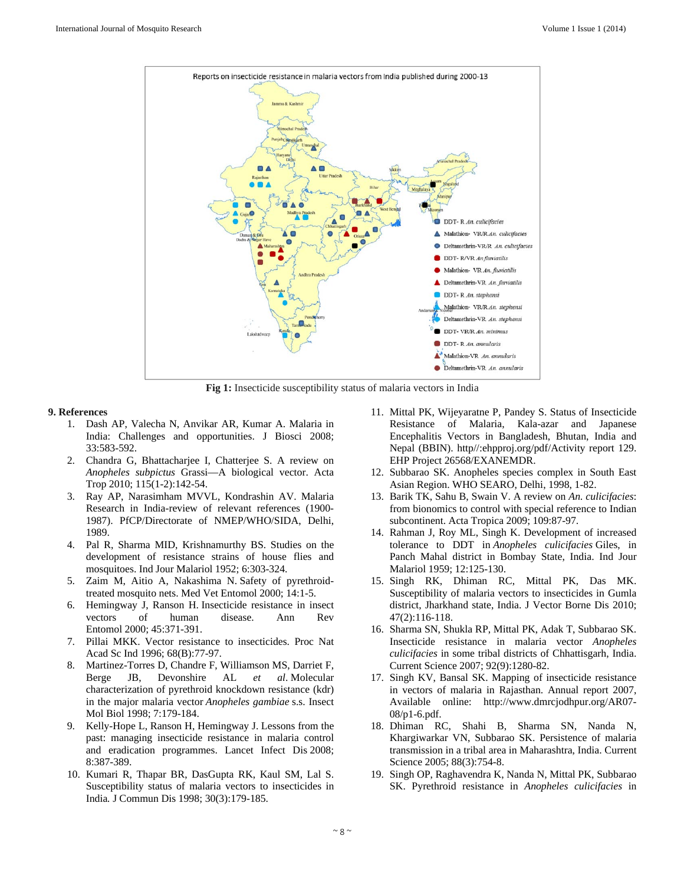Reports on insecticide resistance in malaria vectors from India published during 2000-13

**Fig 1:** Insecticide susceptibility status of malaria vectors in India

## 9. References

1. Dash AP, Valecha N, Anvikar AR, Kumar A. Malaria in India: Challenges and opportunities. J Biosci 2008; 33:583-592.
2. Chandra G, Bhattacharjee I, Chatterjee S. A review on *Anopheles subpictus* Grassi—A biological vector. Acta Trop 2010; 115(1-2):142-54.
3. Ray AP, Narasimham MVVL, Kondrashin AV. Malaria Research in India-review of relevant references (1900-1987). PfCP/Directorate of NMEP/WHO/SIDA, Delhi, 1989.
4. Pal R, Sharma MID, Krishnamurthy BS. Studies on the development of resistance strains of house flies and mosquitoes. Ind Jour Malariol 1952; 6:303-324.
5. Zaim M, Aitio A, Nakashima N. Safety of pyrethroid-treated mosquito nets. Med Vet Entomol 2000; 14:1-5.
6. Hemingway J, Ranson H. Insecticide resistance in insect vectors of human disease. Ann Rev Entomol 2000; 45:371-391.
7. Pillai MKK. Vector resistance to insecticides. Proc Nat Acad Sc Ind 1996; 68(B):77-97.
8. Martinez-Torres D, Chandre F, Williamson MS, Darriet F, Berge JB, Devonshire AL *et al*. Molecular characterization of pyrethroid knockdown resistance (kdr) in the major malaria vector *Anopheles gambiae* s.s. Insect Mol Biol 1998; 7:179-184.
9. Kelly-Hope L, Ranson H, Hemingway J. Lessons from the past: managing insecticide resistance in malaria control and eradication programmes. Lancet Infect Dis 2008; 8:387-389.
10. Kumari R, Thapar BR, DasGupta RK, Kaul SM, Lal S. Susceptibility status of malaria vectors to insecticides in India. J Commun Dis 1998; 30(3):179-185.
11. Mittal PK, Wijeyaratne P, Pandey S. Status of Insecticide Resistance of Malaria, Kala-azar and Japanese Encephalitis Vectors in Bangladesh, Bhutan, India and Nepal (BBIN). http//:ehpproj.org/pdf/Activity report 129. EHP Project 26568/EXANEMDR.
12. Subbarao SK. Anopheles species complex in South East Asian Region. WHO SEARO, Delhi, 1998, 1-82.
13. Barik TK, Sahu B, Swain V. A review on *An. culicifacies*: from bionomics to control with special reference to Indian subcontinent. Acta Tropica 2009; 109:87-97.
14. Rahman J, Roy ML, Singh K. Development of increased tolerance to DDT in *Anopheles culicifacies* Giles, in Panch Mahal district in Bombay State, India. Ind Jour Malariol 1959; 12:125-130.
15. Singh RK, Dhiman RC, Mittal PK, Das MK. Susceptibility of malaria vectors to insecticides in Gumla district, Jharkhand state, India. J Vector Borne Dis 2010; 47(2):116-118.
16. Sharma SN, Shukla RP, Mittal PK, Adak T, Subbarao SK. Insecticide resistance in malaria vector *Anopheles culicifacies* in some tribal districts of Chhattisgarh, India. Current Science 2007; 92(9):1280-82.
17. Singh KV, Bansal SK. Mapping of insecticide resistance in vectors of malaria in Rajasthan. Annual report 2007, Available online: http://www.dmrcjodhpur.org/AR07-08/p1-6.pdf.
18. Dhiman RC, Shahi B, Sharma SN, Nanda N, Khargiwarkar VN, Subbarao SK. Persistence of malaria transmission in a tribal area in Maharashtra, India. Current Science 2005; 88(3):754-8.
19. Singh OP, Raghavendra K, Nanda N, Mittal PK, Subbarao SK. Pyrethroid resistance in *Anopheles culicifacies* in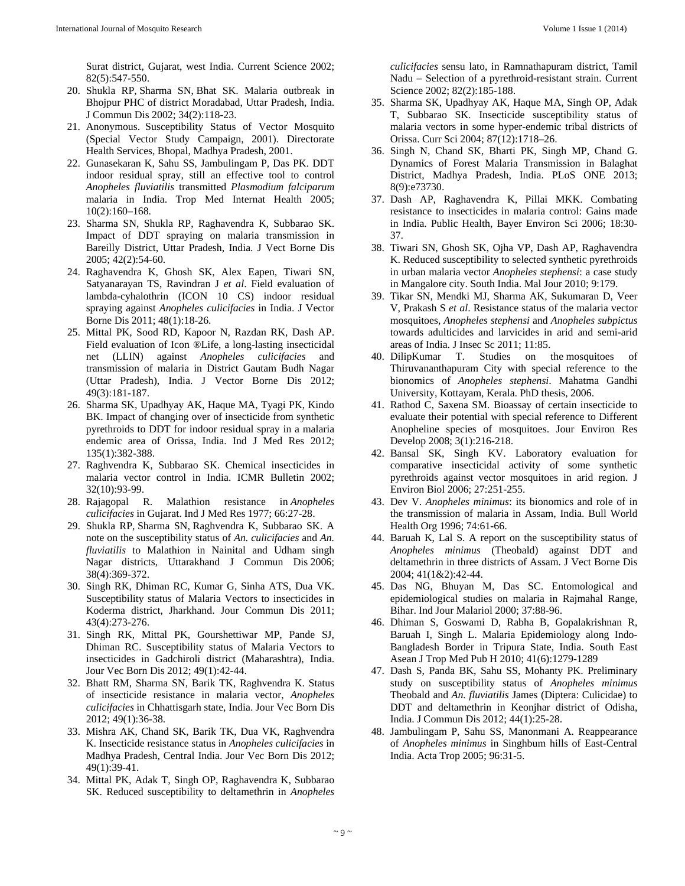Surat district, Gujarat, west India. Current Science 2002; 82(5):547-550.

20. Shukla RP, Sharma SN, Bhat SK. Malaria outbreak in Bhojpur PHC of district Moradabad, Uttar Pradesh, India. J Commun Dis 2002; 34(2):118-23.
21. Anonymous. Susceptibility Status of Vector Mosquito (Special Vector Study Campaign, 2001). Directorate Health Services, Bhopal, Madhya Pradesh, 2001.
22. Gunasekaran K, Sahu SS, Jambulingam P, Das PK. DDT indoor residual spray, still an effective tool to control *Anopheles fluviatilis* transmitted *Plasmodium falciparum* malaria in India. Trop Med Internat Health 2005; 10(2):160–168.
23. Sharma SN, Shukla RP, Raghavendra K, Subbarao SK. Impact of DDT spraying on malaria transmission in Bareilly District, Uttar Pradesh, India. J Vect Borne Dis 2005; 42(2):54-60.
24. Raghavendra K, Ghosh SK, Alex Eapen, Tiwari SN, Satyanarayan TS, Ravindran J *et al*. Field evaluation of lambda-cyhalothrin (ICON 10 CS) indoor residual spraying against *Anopheles culicifacies* in India. J Vector Borne Dis 2011; 48(1):18-26.
25. Mittal PK, Sood RD, Kapoor N, Razdan RK, Dash AP. Field evaluation of Icon ®Life, a long-lasting insecticidal net (LLIN) against *Anopheles culicifacies* and transmission of malaria in District Gautam Budh Nagar (Uttar Pradesh), India. J Vector Borne Dis 2012; 49(3):181-187.
26. Sharma SK, Upadhyay AK, Haque MA, Tyagi PK, Kindo BK. Impact of changing over of insecticide from synthetic pyrethroids to DDT for indoor residual spray in a malaria endemic area of Orissa, India. Ind J Med Res 2012; 135(1):382-388.
27. Raghvendra K, Subbarao SK. Chemical insecticides in malaria vector control in India. ICMR Bulletin 2002; 32(10):93-99.
28. Rajagopal R. Malathion resistance in *Anopheles culicifacies* in Gujarat. Ind J Med Res 1977; 66:27-28.
29. Shukla RP, Sharma SN, Raghvendra K, Subbarao SK. A note on the susceptibility status of *An. culicifacies* and *An. fluviatilis* to Malathion in Nainital and Udham singh Nagar districts, Uttarakhand J Commun Dis 2006; 38(4):369-372.
30. Singh RK, Dhiman RC, Kumar G, Sinha ATS, Dua VK. Susceptibility status of Malaria Vectors to insecticides in Koderma district, Jharkhand. Jour Commun Dis 2011; 43(4):273-276.
31. Singh RK, Mittal PK, Gourshettiwar MP, Pande SJ, Dhiman RC. Susceptibility status of Malaria Vectors to insecticides in Gadchiroli district (Maharashtra), India. Jour Vec Born Dis 2012; 49(1):42-44.
32. Bhatt RM, Sharma SN, Barik TK, Raghvendra K. Status of insecticide resistance in malaria vector, *Anopheles culicifacies* in Chhattisgarh state, India. Jour Vec Born Dis 2012; 49(1):36-38.
33. Mishra AK, Chand SK, Barik TK, Dua VK, Raghvendra K. Insecticide resistance status in *Anopheles culicifacies* in Madhya Pradesh, Central India. Jour Vec Born Dis 2012; 49(1):39-41.
34. Mittal PK, Adak T, Singh OP, Raghavendra K, Subbarao SK. Reduced susceptibility to deltamethrin in *Anopheles culicifacies* sensu lato, in Ramnathapuram district, Tamil Nadu – Selection of a pyrethroid-resistant strain. Current Science 2002; 82(2):185-188.
35. Sharma SK, Upadhyay AK, Haque MA, Singh OP, Adak T, Subbarao SK. Insecticide susceptibility status of malaria vectors in some hyper-endemic tribal districts of Orissa. Curr Sci 2004; 87(12):1718–26.
36. Singh N, Chand SK, Bharti PK, Singh MP, Chand G. Dynamics of Forest Malaria Transmission in Balaghat District, Madhya Pradesh, India. PLoS ONE 2013; 8(9):e73730.
37. Dash AP, Raghavendra K, Pillai MKK. Combating resistance to insecticides in malaria control: Gains made in India. Public Health, Bayer Environ Sci 2006; 18:30-37.
38. Tiwari SN, Ghosh SK, Ojha VP, Dash AP, Raghavendra K. Reduced susceptibility to selected synthetic pyrethroids in urban malaria vector *Anopheles stephensi*: a case study in Mangalore city. South India. Mal Jour 2010; 9:179.
39. Tikar SN, Mendki MJ, Sharma AK, Sukumaran D, Veer V, Prakash S *et al*. Resistance status of the malaria vector mosquitoes, *Anopheles stephensi* and *Anopheles subpictus* towards adulticides and larvicides in arid and semi-arid areas of India. J Insec Sc 2011; 11:85.
40. DilipKumar T. Studies on the mosquitoes of Thiruvananthapuram City with special reference to the bionomics of *Anopheles stephensi*. Mahatma Gandhi University, Kottayam, Kerala. PhD thesis, 2006.
41. Rathod C, Saxena SM. Bioassay of certain insecticide to evaluate their potential with special reference to Different Anopheline species of mosquitoes. Jour Environ Res Develop 2008; 3(1):216-218.
42. Bansal SK, Singh KV. Laboratory evaluation for comparative insecticidal activity of some synthetic pyrethroids against vector mosquitoes in arid region. J Environ Biol 2006; 27:251-255.
43. Dev V. *Anopheles minimus*: its bionomics and role of in the transmission of malaria in Assam, India. Bull World Health Org 1996; 74:61-66.
44. Baruah K, Lal S. A report on the susceptibility status of *Anopheles minimus* (Theobald) against DDT and deltamethrin in three districts of Assam. J Vect Borne Dis 2004; 41(1&2):42-44.
45. Das NG, Bhuyan M, Das SC. Entomological and epidemiological studies on malaria in Rajmahal Range, Bihar. Ind Jour Malariol 2000; 37:88-96.
46. Dhiman S, Goswami D, Rabha B, Gopalakrishnan R, Baruah I, Singh L. Malaria Epidemiology along Indo-Bangladesh Border in Tripura State, India. South East Asean J Trop Med Pub H 2010; 41(6):1279-1289
47. Dash S, Panda BK, Sahu SS, Mohanty PK. Preliminary study on susceptibility status of *Anopheles minimus* Theobald and *An. fluviatilis* James (Diptera: Culicidae) to DDT and deltamethrin in Keonjhar district of Odisha, India. J Commun Dis 2012; 44(1):25-28.
48. Jambulingam P, Sahu SS, Manonmani A. Reappearance of *Anopheles minimus* in Singhbum hills of East-Central India. Acta Trop 2005; 96:31-5.